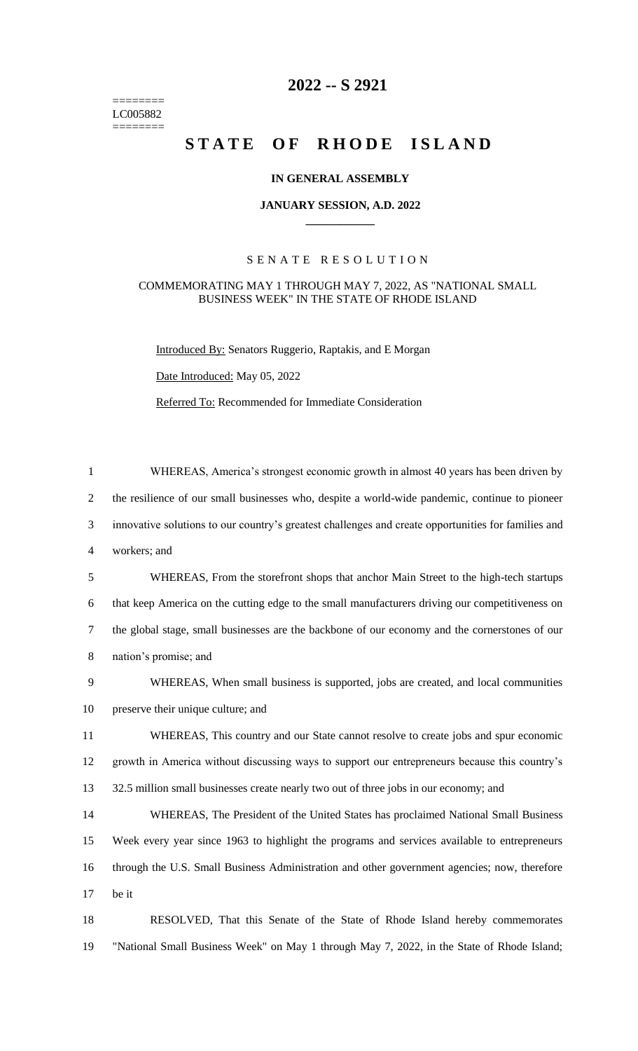========
LC005882
========

# 2022 -- S 2921

# STATE OF RHODE ISLAND

### IN GENERAL ASSEMBLY

### JANUARY SESSION, A.D. 2022

---

S E N A T E   R E S O L U T I O N

COMMEMORATING MAY 1 THROUGH MAY 7, 2022, AS "NATIONAL SMALL BUSINESS WEEK" IN THE STATE OF RHODE ISLAND

Introduced By: Senators Ruggerio, Raptakis, and E Morgan

Date Introduced: May 05, 2022

Referred To: Recommended for Immediate Consideration

1 WHEREAS, America's strongest economic growth in almost 40 years has been driven by
2 the resilience of our small businesses who, despite a world-wide pandemic, continue to pioneer
3 innovative solutions to our country's greatest challenges and create opportunities for families and
4 workers; and

5 WHEREAS, From the storefront shops that anchor Main Street to the high-tech startups
6 that keep America on the cutting edge to the small manufacturers driving our competitiveness on
7 the global stage, small businesses are the backbone of our economy and the cornerstones of our
8 nation's promise; and

9 WHEREAS, When small business is supported, jobs are created, and local communities
10 preserve their unique culture; and

11 WHEREAS, This country and our State cannot resolve to create jobs and spur economic
12 growth in America without discussing ways to support our entrepreneurs because this country's
13 32.5 million small businesses create nearly two out of three jobs in our economy; and

14 WHEREAS, The President of the United States has proclaimed National Small Business
15 Week every year since 1963 to highlight the programs and services available to entrepreneurs
16 through the U.S. Small Business Administration and other government agencies; now, therefore
17 be it

18 RESOLVED, That this Senate of the State of Rhode Island hereby commemorates
19 "National Small Business Week" on May 1 through May 7, 2022, in the State of Rhode Island;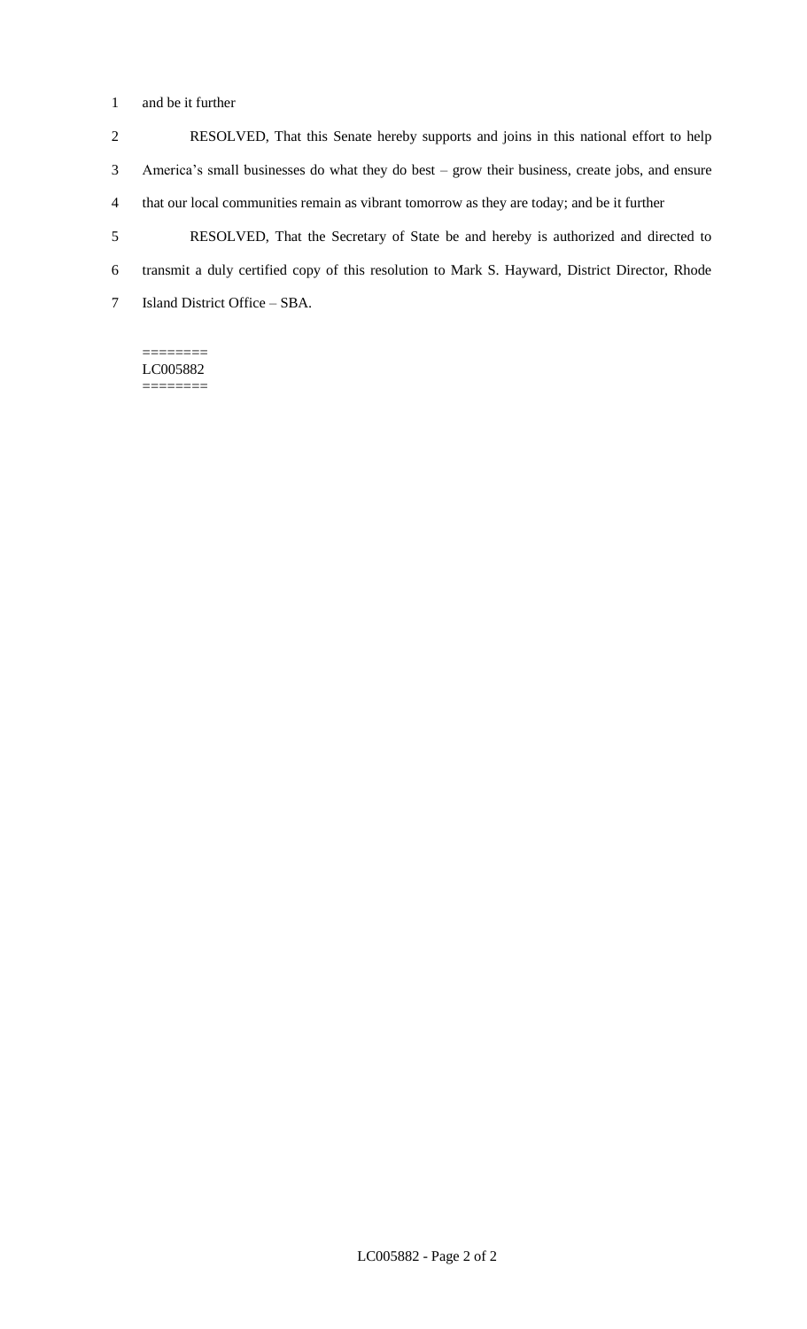and be it further

RESOLVED, That this Senate hereby supports and joins in this national effort to help America's small businesses do what they do best – grow their business, create jobs, and ensure that our local communities remain as vibrant tomorrow as they are today; and be it further

RESOLVED, That the Secretary of State be and hereby is authorized and directed to transmit a duly certified copy of this resolution to Mark S. Hayward, District Director, Rhode Island District Office – SBA.

========
LC005882
========